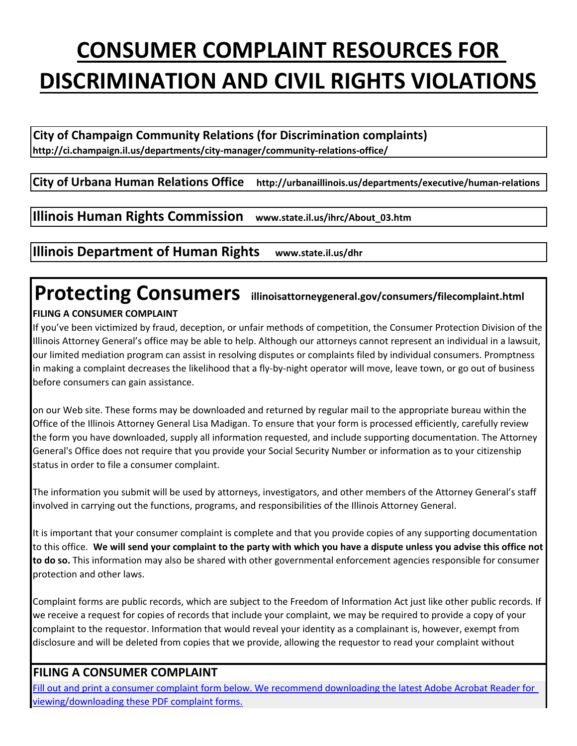# CONSUMER COMPLAINT RESOURCES FOR DISCRIMINATION AND CIVIL RIGHTS VIOLATIONS

**City of Champaign Community Relations (for Discrimination complaints)**
**http://ci.champaign.il.us/departments/city-manager/community-relations-office/**

**City of Urbana Human Relations Office** **http://urbanaillinois.us/departments/executive/human-relations**

**Illinois Human Rights Commission** **www.state.il.us/ihrc/About_03.htm**

**Illinois Department of Human Rights** **www.state.il.us/dhr**

## Protecting Consumers **illinoisattorneygeneral.gov/consumers/filecomplaint.html**

**FILING A CONSUMER COMPLAINT**

If you've been victimized by fraud, deception, or unfair methods of competition, the Consumer Protection Division of the Illinois Attorney General's office may be able to help. Although our attorneys cannot represent an individual in a lawsuit, our limited mediation program can assist in resolving disputes or complaints filed by individual consumers. Promptness in making a complaint decreases the likelihood that a fly-by-night operator will move, leave town, or go out of business before consumers can gain assistance.

on our Web site. These forms may be downloaded and returned by regular mail to the appropriate bureau within the Office of the Illinois Attorney General Lisa Madigan. To ensure that your form is processed efficiently, carefully review the form you have downloaded, supply all information requested, and include supporting documentation. The Attorney General's Office does not require that you provide your Social Security Number or information as to your citizenship status in order to file a consumer complaint.

The information you submit will be used by attorneys, investigators, and other members of the Attorney General's staff involved in carrying out the functions, programs, and responsibilities of the Illinois Attorney General.

It is important that your consumer complaint is complete and that you provide copies of any supporting documentation to this office. **We will send your complaint to the party with which you have a dispute unless you advise this office not to do so.** This information may also be shared with other governmental enforcement agencies responsible for consumer protection and other laws.

Complaint forms are public records, which are subject to the Freedom of Information Act just like other public records. If we receive a request for copies of records that include your complaint, we may be required to provide a copy of your complaint to the requestor. Information that would reveal your identity as a complainant is, however, exempt from disclosure and will be deleted from copies that we provide, allowing the requestor to read your complaint without

### FILING A CONSUMER COMPLAINT

Fill out and print a consumer complaint form below. We recommend downloading the latest Adobe Acrobat Reader for viewing/downloading these PDF complaint forms.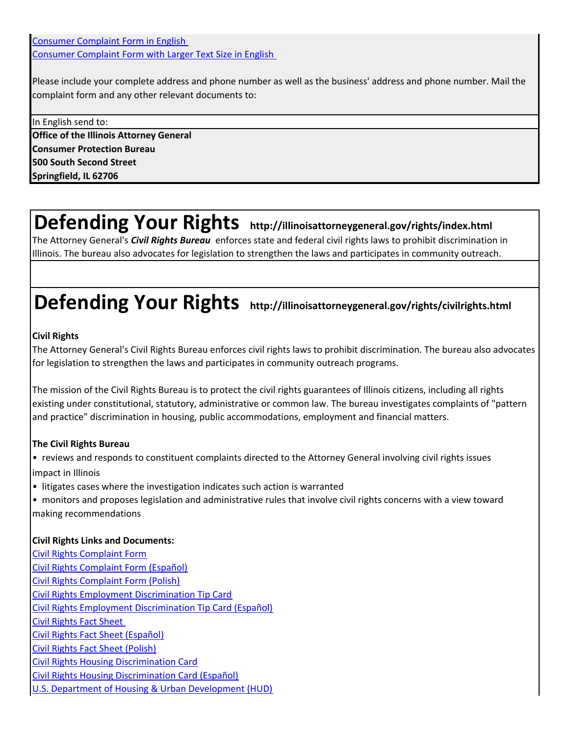[Consumer Complaint Form in English](#)
[Consumer Complaint Form with Larger Text Size in English](#)

Please include your complete address and phone number as well as the business' address and phone number. Mail the complaint form and any other relevant documents to:

In English send to:

**Office of the Illinois Attorney General**
**Consumer Protection Bureau**
**500 South Second Street**
**Springfield, IL 62706**

# Defending Your Rights **http://illinoisattorneygeneral.gov/rights/index.html**

The Attorney General's ***Civil Rights Bureau*** enforces state and federal civil rights laws to prohibit discrimination in Illinois. The bureau also advocates for legislation to strengthen the laws and participates in community outreach.

# Defending Your Rights **http://illinoisattorneygeneral.gov/rights/civilrights.html**

**Civil Rights**

The Attorney General's Civil Rights Bureau enforces civil rights laws to prohibit discrimination. The bureau also advocates for legislation to strengthen the laws and participates in community outreach programs.

The mission of the Civil Rights Bureau is to protect the civil rights guarantees of Illinois citizens, including all rights existing under constitutional, statutory, administrative or common law. The bureau investigates complaints of "pattern and practice" discrimination in housing, public accommodations, employment and financial matters.

**The Civil Rights Bureau**

- reviews and responds to constituent complaints directed to the Attorney General involving civil rights issues impact in Illinois
- litigates cases where the investigation indicates such action is warranted
- monitors and proposes legislation and administrative rules that involve civil rights concerns with a view toward making recommendations

**Civil Rights Links and Documents:**

[Civil Rights Complaint Form](#)
[Civil Rights Complaint Form (Español)](#)
[Civil Rights Complaint Form (Polish)](#)
[Civil Rights Employment Discrimination Tip Card](#)
[Civil Rights Employment Discrimination Tip Card (Español)](#)
[Civil Rights Fact Sheet](#)
[Civil Rights Fact Sheet (Español)](#)
[Civil Rights Fact Sheet (Polish)](#)
[Civil Rights Housing Discrimination Card](#)
[Civil Rights Housing Discrimination Card (Español)](#)
[U.S. Department of Housing & Urban Development (HUD)](#)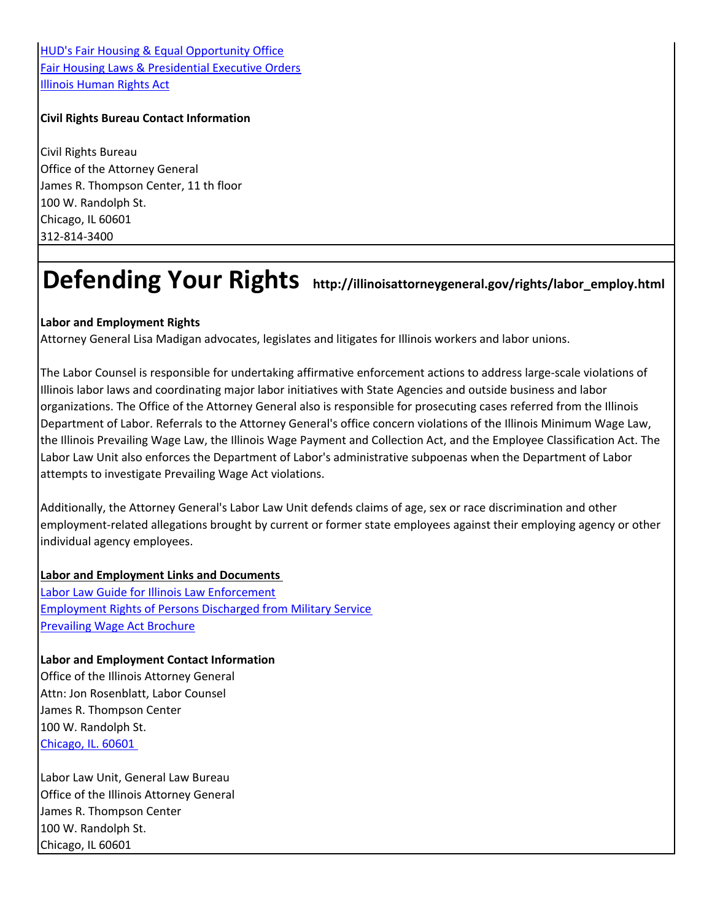HUD's Fair Housing & Equal Opportunity Office
Fair Housing Laws & Presidential Executive Orders
Illinois Human Rights Act

**Civil Rights Bureau Contact Information**

Civil Rights Bureau
Office of the Attorney General
James R. Thompson Center, 11 th floor
100 W. Randolph St.
Chicago, IL 60601
312-814-3400

# Defending Your Rights **http://illinoisattorneygeneral.gov/rights/labor_employ.html**

**Labor and Employment Rights**
Attorney General Lisa Madigan advocates, legislates and litigates for Illinois workers and labor unions.

The Labor Counsel is responsible for undertaking affirmative enforcement actions to address large-scale violations of Illinois labor laws and coordinating major labor initiatives with State Agencies and outside business and labor organizations. The Office of the Attorney General also is responsible for prosecuting cases referred from the Illinois Department of Labor. Referrals to the Attorney General's office concern violations of the Illinois Minimum Wage Law, the Illinois Prevailing Wage Law, the Illinois Wage Payment and Collection Act, and the Employee Classification Act. The Labor Law Unit also enforces the Department of Labor's administrative subpoenas when the Department of Labor attempts to investigate Prevailing Wage Act violations.

Additionally, the Attorney General's Labor Law Unit defends claims of age, sex or race discrimination and other employment-related allegations brought by current or former state employees against their employing agency or other individual agency employees.

**Labor and Employment Links and Documents**
Labor Law Guide for Illinois Law Enforcement
Employment Rights of Persons Discharged from Military Service
Prevailing Wage Act Brochure

**Labor and Employment Contact Information**
Office of the Illinois Attorney General
Attn: Jon Rosenblatt, Labor Counsel
James R. Thompson Center
100 W. Randolph St.
Chicago, IL. 60601

Labor Law Unit, General Law Bureau
Office of the Illinois Attorney General
James R. Thompson Center
100 W. Randolph St.
Chicago, IL 60601